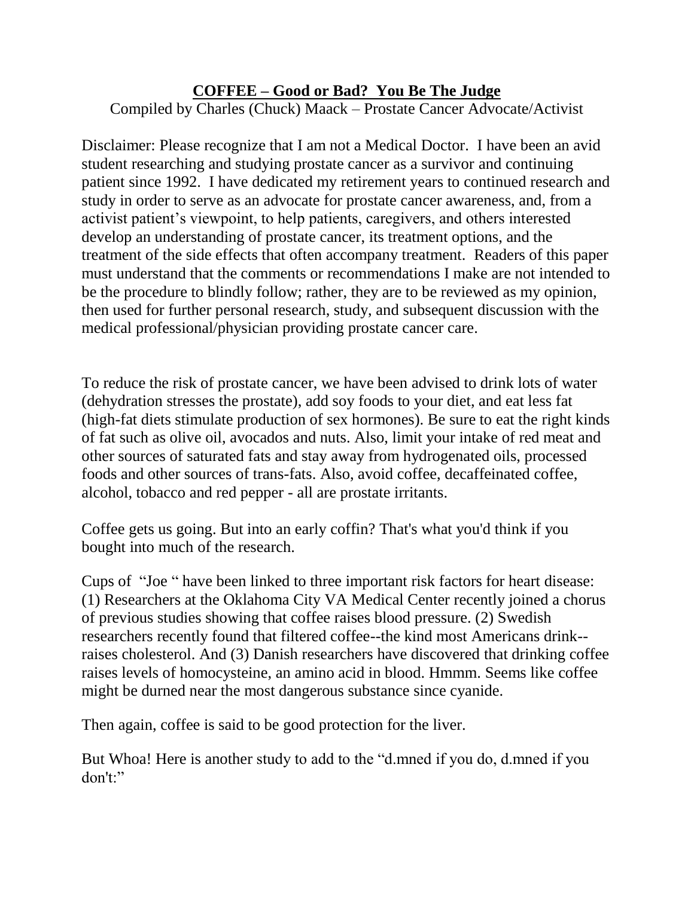# **COFFEE – Good or Bad? You Be The Judge**

Compiled by Charles (Chuck) Maack – Prostate Cancer Advocate/Activist

Disclaimer: Please recognize that I am not a Medical Doctor. I have been an avid student researching and studying prostate cancer as a survivor and continuing patient since 1992. I have dedicated my retirement years to continued research and study in order to serve as an advocate for prostate cancer awareness, and, from a activist patient's viewpoint, to help patients, caregivers, and others interested develop an understanding of prostate cancer, its treatment options, and the treatment of the side effects that often accompany treatment. Readers of this paper must understand that the comments or recommendations I make are not intended to be the procedure to blindly follow; rather, they are to be reviewed as my opinion, then used for further personal research, study, and subsequent discussion with the medical professional/physician providing prostate cancer care.

To reduce the risk of prostate cancer, we have been advised to drink lots of water (dehydration stresses the prostate), add soy foods to your diet, and eat less fat (high-fat diets stimulate production of sex hormones). Be sure to eat the right kinds of fat such as olive oil, avocados and nuts. Also, limit your intake of red meat and other sources of saturated fats and stay away from hydrogenated oils, processed foods and other sources of trans-fats. Also, avoid coffee, decaffeinated coffee, alcohol, tobacco and red pepper - all are prostate irritants.

Coffee gets us going. But into an early coffin? That's what you'd think if you bought into much of the research.

Cups of "Joe " have been linked to three important risk factors for heart disease: (1) Researchers at the Oklahoma City VA Medical Center recently joined a chorus of previous studies showing that coffee raises blood pressure. (2) Swedish researchers recently found that filtered coffee--the kind most Americans drink--raises cholesterol. And (3) Danish researchers have discovered that drinking coffee raises levels of homocysteine, an amino acid in blood. Hmmm. Seems like coffee might be durned near the most dangerous substance since cyanide.

Then again, coffee is said to be good protection for the liver.

But Whoa! Here is another study to add to the "d.mned if you do, d.mned if you don't:"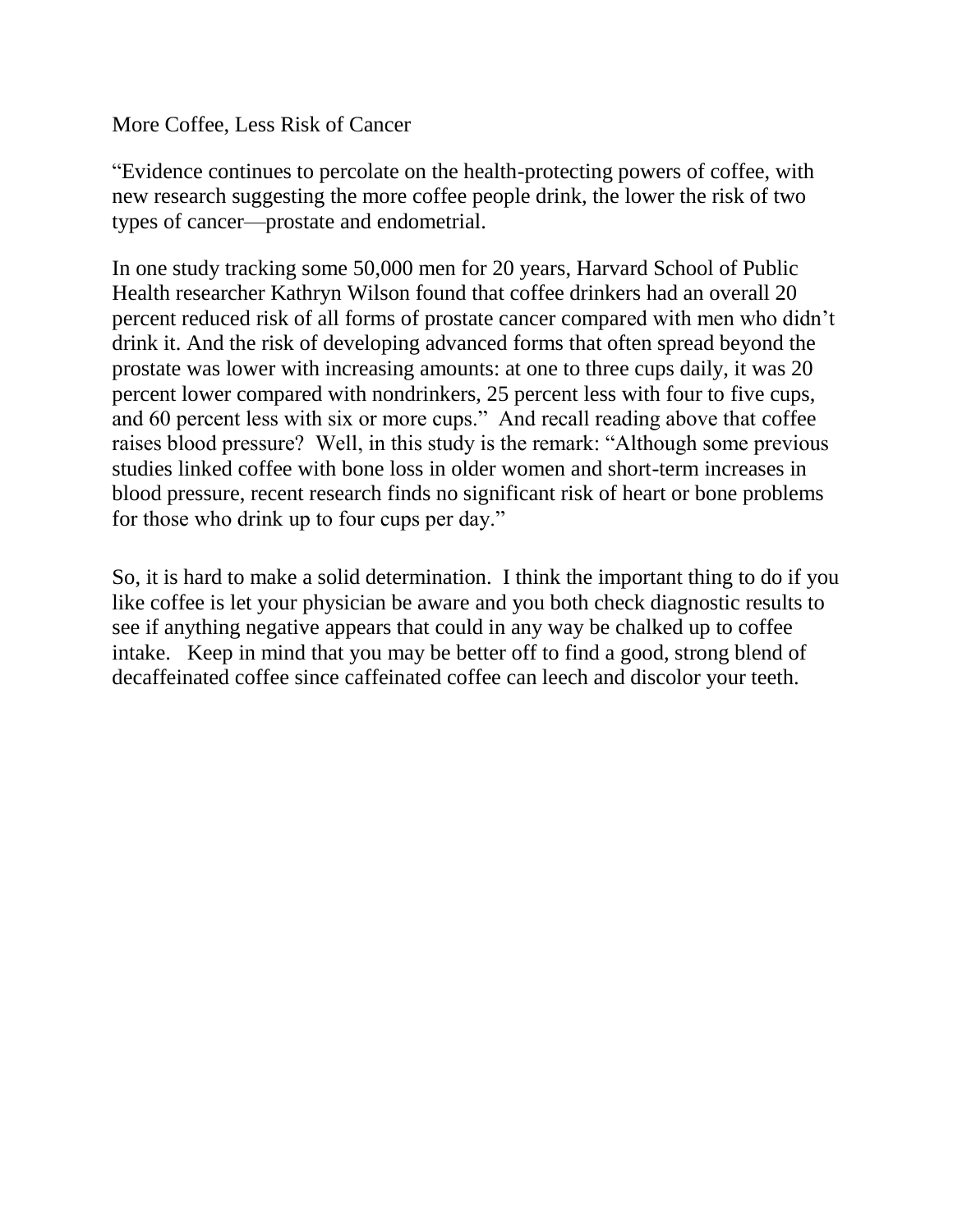More Coffee, Less Risk of Cancer

"Evidence continues to percolate on the health-protecting powers of coffee, with new research suggesting the more coffee people drink, the lower the risk of two types of cancer—prostate and endometrial.

In one study tracking some 50,000 men for 20 years, Harvard School of Public Health researcher Kathryn Wilson found that coffee drinkers had an overall 20 percent reduced risk of all forms of prostate cancer compared with men who didn't drink it. And the risk of developing advanced forms that often spread beyond the prostate was lower with increasing amounts: at one to three cups daily, it was 20 percent lower compared with nondrinkers, 25 percent less with four to five cups, and 60 percent less with six or more cups." And recall reading above that coffee raises blood pressure? Well, in this study is the remark: "Although some previous studies linked coffee with bone loss in older women and short-term increases in blood pressure, recent research finds no significant risk of heart or bone problems for those who drink up to four cups per day."

So, it is hard to make a solid determination. I think the important thing to do if you like coffee is let your physician be aware and you both check diagnostic results to see if anything negative appears that could in any way be chalked up to coffee intake. Keep in mind that you may be better off to find a good, strong blend of decaffeinated coffee since caffeinated coffee can leech and discolor your teeth.